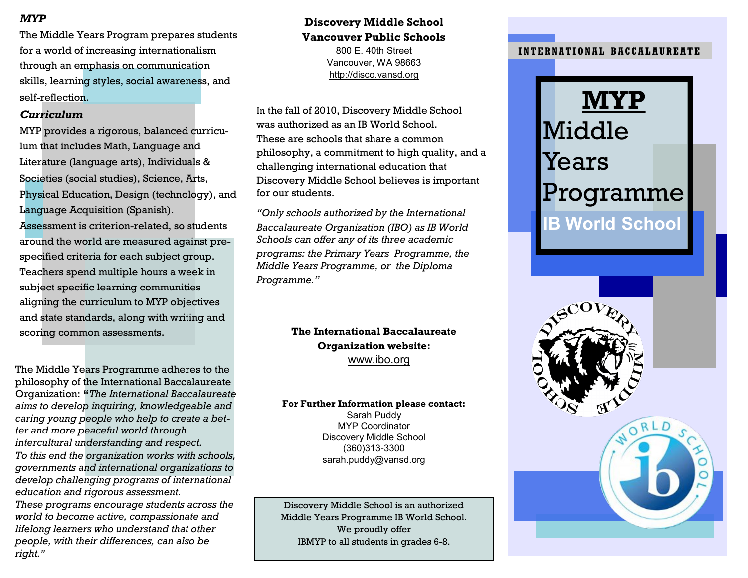### *MYP*

The Middle Years Program prepares students for a world of increasing internationalism through an emphasis on communication skills, learning styles, social awareness, and self-reflection.

### *Curriculum*

MYP provides a rigorous, balanced curriculum that includes Math, Language and Literature (language arts), Individuals & Societies (social studies), Science, Arts, Physical Education, Design (technology), and Language Acquisition (Spanish). Assessment is criterion-related, so students around the world are measured against pre-specified criteria for each subject group. Teachers spend multiple hours a week in subject specific learning communities aligning the curriculum to MYP objectives and state standards, along with writing and scoring common assessments.

The Middle Years Programme adheres to the philosophy of the International Baccalaureate Organization: **"***The International Baccalaureate aims to develop inquiring, knowledgeable and caring young people who help to create a better and more peaceful world through intercultural understanding and respect. To this end the organization works with schools, governments and international organizations to develop challenging programs of international education and rigorous assessment. These programs encourage students across the world to become active, compassionate and lifelong learners who understand that other people, with their differences, can also be right."*

**Discovery Middle School**
**Vancouver Public Schools**
800 E. 40th Street
Vancouver, WA 98663
http://disco.vansd.org

In the fall of 2010, Discovery Middle School was authorized as an IB World School. These are schools that share a common philosophy, a commitment to high quality, and a challenging international education that Discovery Middle School believes is important for our students.

*"Only schools authorized by the International Baccalaureate Organization (IBO) as IB World Schools can offer any of its three academic programs: the Primary Years Programme, the Middle Years Programme, or the Diploma Programme."*

**The International Baccalaureate Organization website:**
www.ibo.org

**For Further Information please contact:**
Sarah Puddy
MYP Coordinator
Discovery Middle School
(360)313-3300
sarah.puddy@vansd.org

Discovery Middle School is an authorized Middle Years Programme IB World School. We proudly offer IBMYP to all students in grades 6-8.

INTERNATIONAL BACCALAUREATE

# MYP
# Middle Years Programme

## IB World School

DISCOVERY MIDDLE SCHOOL

WORLD SCHOOL ib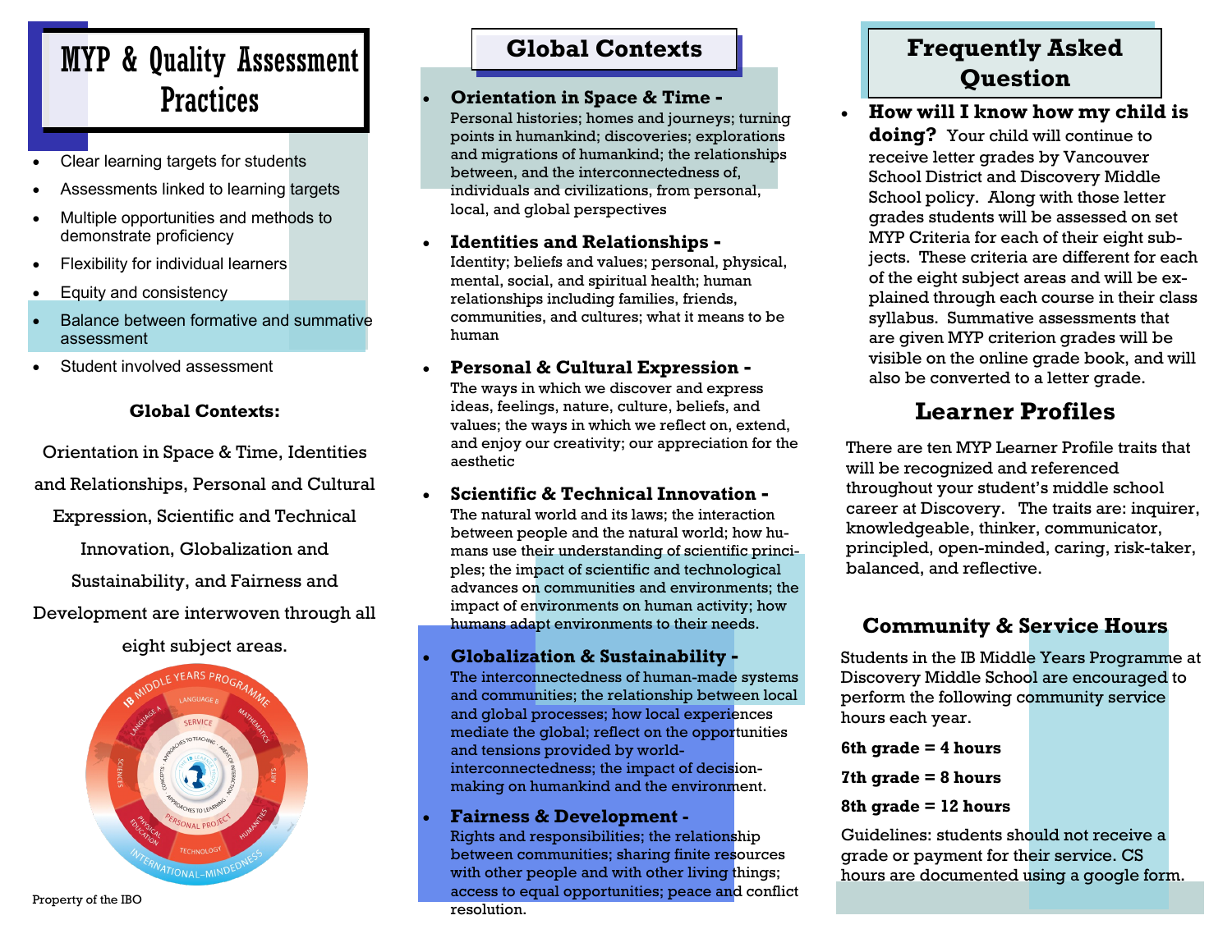# MYP & Quality Assessment Practices

- Clear learning targets for students
- Assessments linked to learning targets
- Multiple opportunities and methods to demonstrate proficiency
- Flexibility for individual learners
- Equity and consistency
- Balance between formative and summative assessment
- Student involved assessment

**Global Contexts:**

Orientation in Space & Time, Identities and Relationships, Personal and Cultural Expression, Scientific and Technical Innovation, Globalization and Sustainability, and Fairness and Development are interwoven through all eight subject areas.

Property of the IBO

## Global Contexts

- **Orientation in Space & Time -** Personal histories; homes and journeys; turning points in humankind; discoveries; explorations and migrations of humankind; the relationships between, and the interconnectedness of, individuals and civilizations, from personal, local, and global perspectives
- **Identities and Relationships -** Identity; beliefs and values; personal, physical, mental, social, and spiritual health; human relationships including families, friends, communities, and cultures; what it means to be human
- **Personal & Cultural Expression -** The ways in which we discover and express ideas, feelings, nature, culture, beliefs, and values; the ways in which we reflect on, extend, and enjoy our creativity; our appreciation for the aesthetic
- **Scientific & Technical Innovation -** The natural world and its laws; the interaction between people and the natural world; how humans use their understanding of scientific principles; the impact of scientific and technological advances on communities and environments; the impact of environments on human activity; how humans adapt environments to their needs.
- **Globalization & Sustainability -** The interconnectedness of human-made systems and communities; the relationship between local and global processes; how local experiences mediate the global; reflect on the opportunities and tensions provided by world-interconnectedness; the impact of decision-making on humankind and the environment.
- **Fairness & Development -** Rights and responsibilities; the relationship between communities; sharing finite resources with other people and with other living things; access to equal opportunities; peace and conflict resolution.

## Frequently Asked Question

- **How will I know how my child is doing?** Your child will continue to receive letter grades by Vancouver School District and Discovery Middle School policy. Along with those letter grades students will be assessed on set MYP Criteria for each of their eight subjects. These criteria are different for each of the eight subject areas and will be explained through each course in their class syllabus. Summative assessments that are given MYP criterion grades will be visible on the online grade book, and will also be converted to a letter grade.

## Learner Profiles

There are ten MYP Learner Profile traits that will be recognized and referenced throughout your student's middle school career at Discovery. The traits are: inquirer, knowledgeable, thinker, communicator, principled, open-minded, caring, risk-taker, balanced, and reflective.

## Community & Service Hours

Students in the IB Middle Years Programme at Discovery Middle School are encouraged to perform the following community service hours each year.

**6th grade = 4 hours**

**7th grade = 8 hours**

**8th grade = 12 hours**

Guidelines: students should not receive a grade or payment for their service. CS hours are documented using a google form.